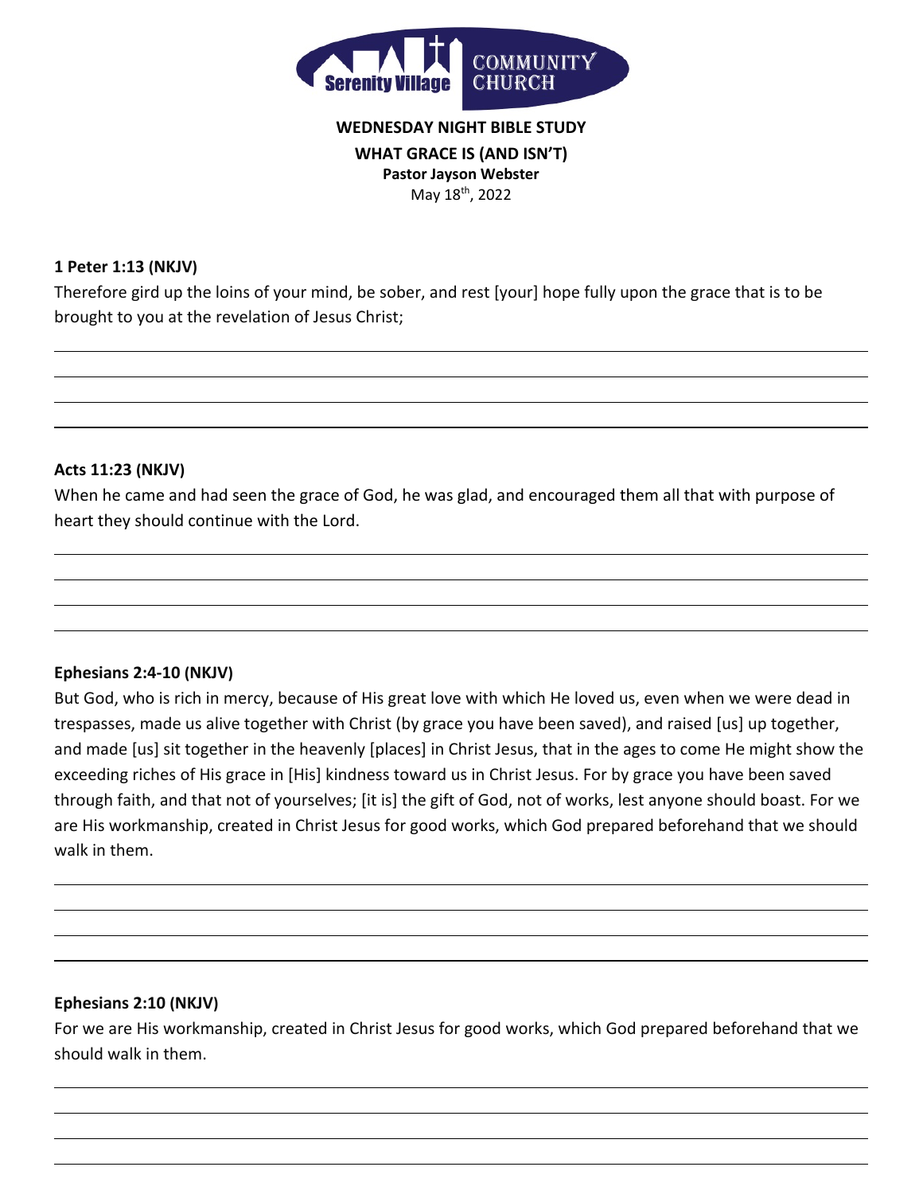Serenity Village COMMUNITY CHURCH

**WEDNESDAY NIGHT BIBLE STUDY**

**WHAT GRACE IS (AND ISN'T)**

**Pastor Jayson Webster**

May 18th, 2022

**1 Peter 1:13 (NKJV)**

Therefore gird up the loins of your mind, be sober, and rest [your] hope fully upon the grace that is to be brought to you at the revelation of Jesus Christ;

**Acts 11:23 (NKJV)**

When he came and had seen the grace of God, he was glad, and encouraged them all that with purpose of heart they should continue with the Lord.

**Ephesians 2:4-10 (NKJV)**

But God, who is rich in mercy, because of His great love with which He loved us, even when we were dead in trespasses, made us alive together with Christ (by grace you have been saved), and raised [us] up together, and made [us] sit together in the heavenly [places] in Christ Jesus, that in the ages to come He might show the exceeding riches of His grace in [His] kindness toward us in Christ Jesus. For by grace you have been saved through faith, and that not of yourselves; [it is] the gift of God, not of works, lest anyone should boast. For we are His workmanship, created in Christ Jesus for good works, which God prepared beforehand that we should walk in them.

**Ephesians 2:10 (NKJV)**

For we are His workmanship, created in Christ Jesus for good works, which God prepared beforehand that we should walk in them.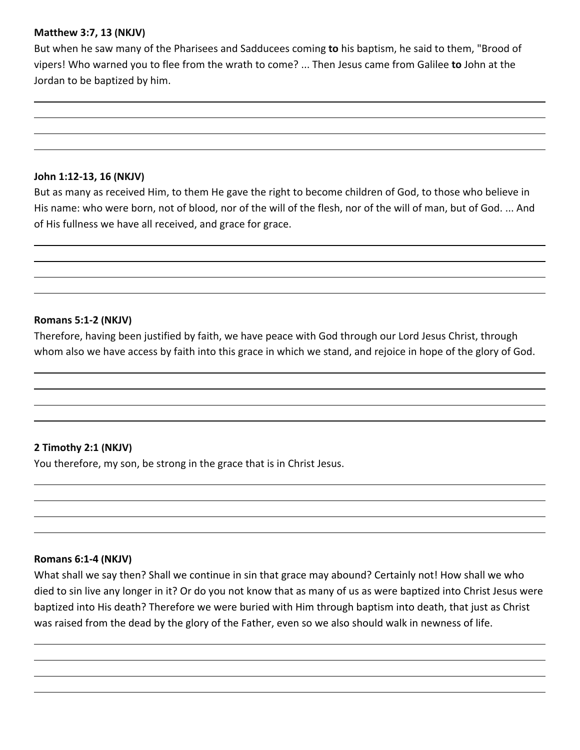**Matthew 3:7, 13 (NKJV)**

But when he saw many of the Pharisees and Sadducees coming **to** his baptism, he said to them, "Brood of vipers! Who warned you to flee from the wrath to come? ... Then Jesus came from Galilee **to** John at the Jordan to be baptized by him.

**John 1:12-13, 16 (NKJV)**

But as many as received Him, to them He gave the right to become children of God, to those who believe in His name: who were born, not of blood, nor of the will of the flesh, nor of the will of man, but of God. ... And of His fullness we have all received, and grace for grace.

**Romans 5:1-2 (NKJV)**

Therefore, having been justified by faith, we have peace with God through our Lord Jesus Christ, through whom also we have access by faith into this grace in which we stand, and rejoice in hope of the glory of God.

**2 Timothy 2:1 (NKJV)**

You therefore, my son, be strong in the grace that is in Christ Jesus.

**Romans 6:1-4 (NKJV)**

What shall we say then? Shall we continue in sin that grace may abound? Certainly not! How shall we who died to sin live any longer in it? Or do you not know that as many of us as were baptized into Christ Jesus were baptized into His death? Therefore we were buried with Him through baptism into death, that just as Christ was raised from the dead by the glory of the Father, even so we also should walk in newness of life.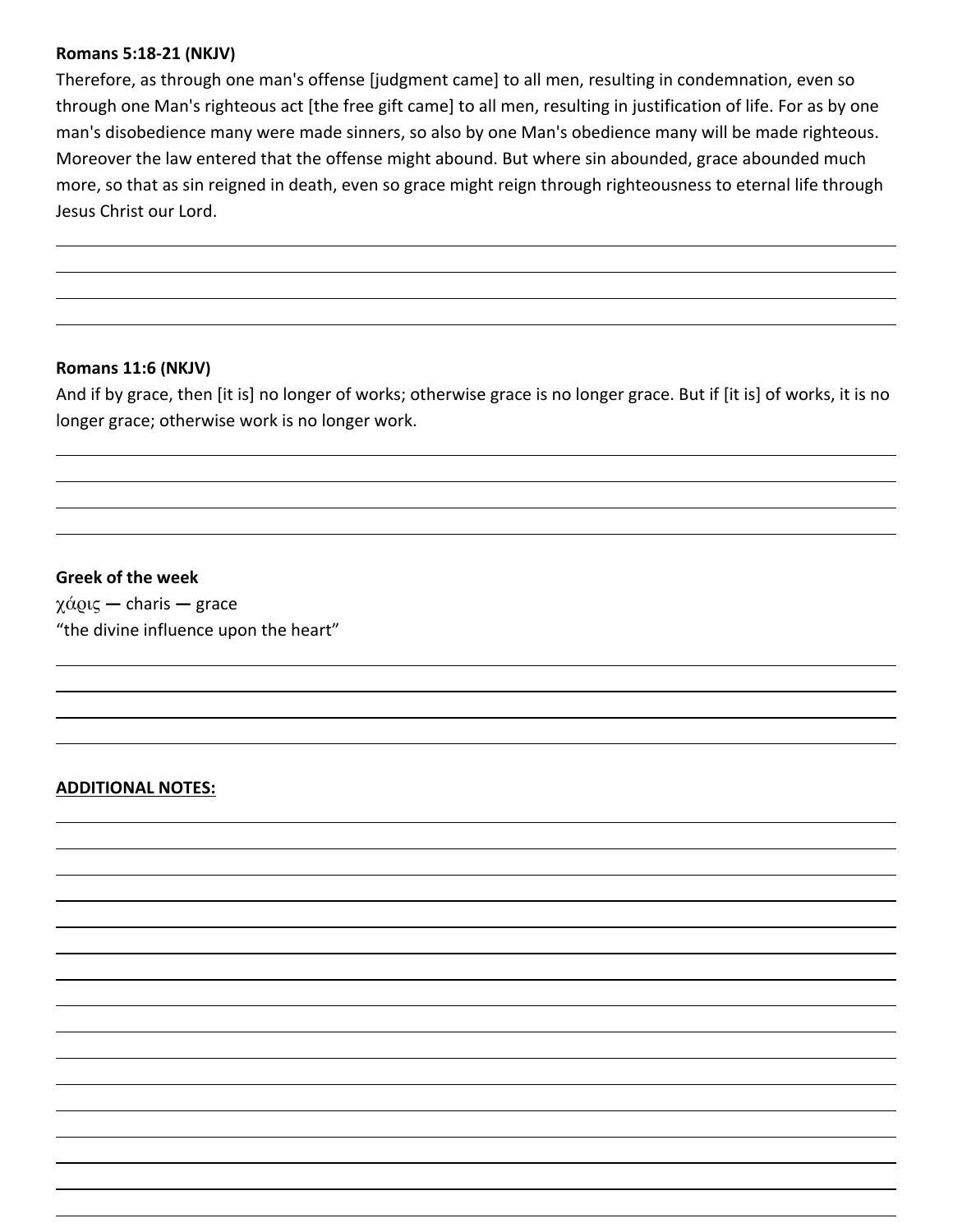**Romans 5:18-21 (NKJV)**

Therefore, as through one man's offense [judgment came] to all men, resulting in condemnation, even so through one Man's righteous act [the free gift came] to all men, resulting in justification of life. For as by one man's disobedience many were made sinners, so also by one Man's obedience many will be made righteous. Moreover the law entered that the offense might abound. But where sin abounded, grace abounded much more, so that as sin reigned in death, even so grace might reign through righteousness to eternal life through Jesus Christ our Lord.

**Romans 11:6 (NKJV)**

And if by grace, then [it is] no longer of works; otherwise grace is no longer grace. But if [it is] of works, it is no longer grace; otherwise work is no longer work.

**Greek of the week**

χάρις — charis — grace

"the divine influence upon the heart"

**ADDITIONAL NOTES:**